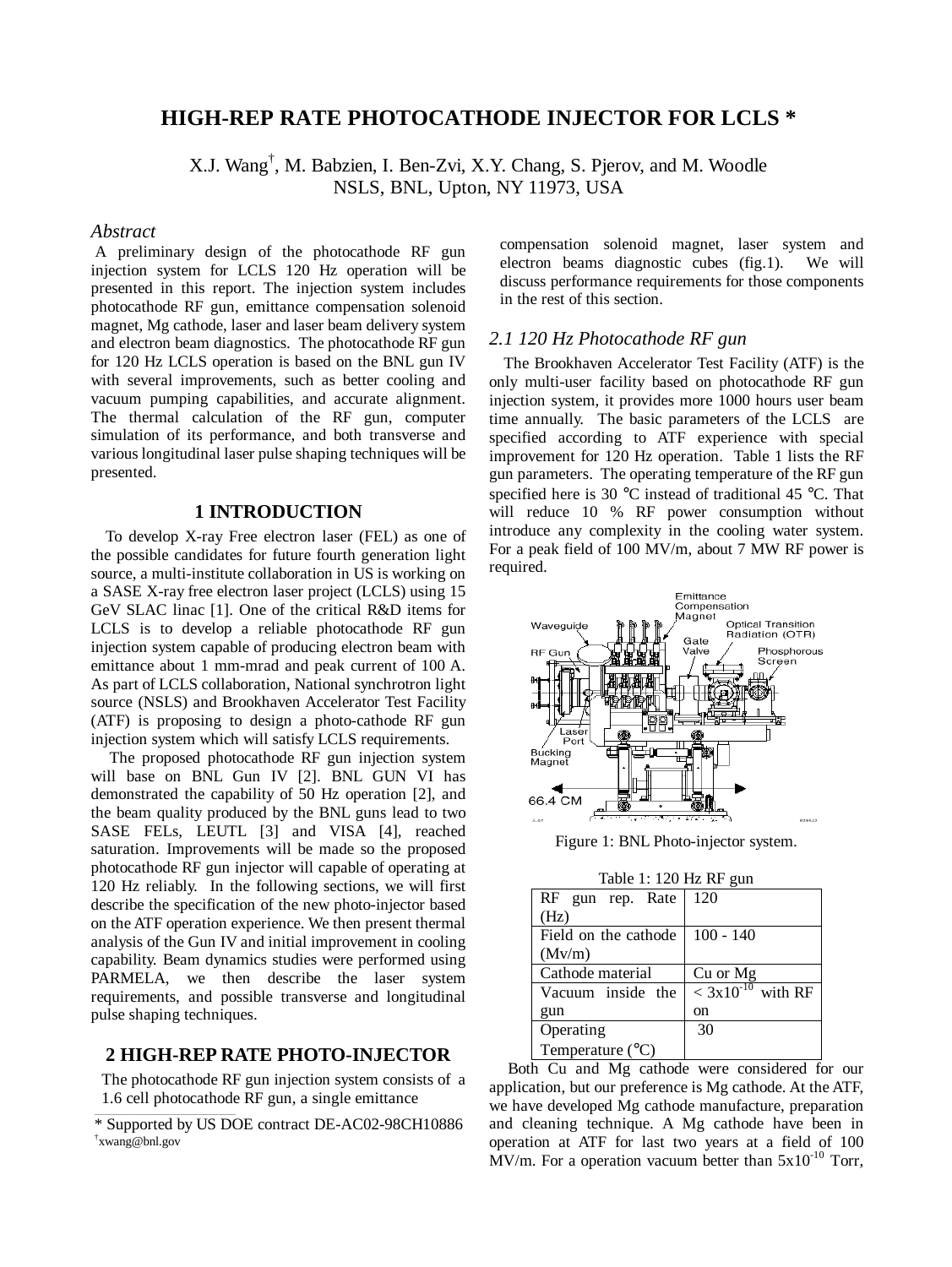# HIGH-REP RATE PHOTOCATHODE INJECTOR FOR LCLS *

X.J. Wang[†], M. Babzien, I. Ben-Zvi, X.Y. Chang, S. Pjerov, and M. Woodle
NSLS, BNL, Upton, NY 11973, USA

## *Abstract*

A preliminary design of the photocathode RF gun injection system for LCLS 120 Hz operation will be presented in this report. The injection system includes photocathode RF gun, emittance compensation solenoid magnet, Mg cathode, laser and laser beam delivery system and electron beam diagnostics. The photocathode RF gun for 120 Hz LCLS operation is based on the BNL gun IV with several improvements, such as better cooling and vacuum pumping capabilities, and accurate alignment. The thermal calculation of the RF gun, computer simulation of its performance, and both transverse and various longitudinal laser pulse shaping techniques will be presented.

## 1 INTRODUCTION

To develop X-ray Free electron laser (FEL) as one of the possible candidates for future fourth generation light source, a multi-institute collaboration in US is working on a SASE X-ray free electron laser project (LCLS) using 15 GeV SLAC linac [1]. One of the critical R&D items for LCLS is to develop a reliable photocathode RF gun injection system capable of producing electron beam with emittance about 1 mm-mrad and peak current of 100 A. As part of LCLS collaboration, National synchrotron light source (NSLS) and Brookhaven Accelerator Test Facility (ATF) is proposing to design a photo-cathode RF gun injection system which will satisfy LCLS requirements.

The proposed photocathode RF gun injection system will base on BNL Gun IV [2]. BNL GUN VI has demonstrated the capability of 50 Hz operation [2], and the beam quality produced by the BNL guns lead to two SASE FELs, LEUTL [3] and VISA [4], reached saturation. Improvements will be made so the proposed photocathode RF gun injector will capable of operating at 120 Hz reliably. In the following sections, we will first describe the specification of the new photo-injector based on the ATF operation experience. We then present thermal analysis of the Gun IV and initial improvement in cooling capability. Beam dynamics studies were performed using PARMELA, we then describe the laser system requirements, and possible transverse and longitudinal pulse shaping techniques.

## 2 HIGH-REP RATE PHOTO-INJECTOR

The photocathode RF gun injection system consists of a 1.6 cell photocathode RF gun, a single emittance compensation solenoid magnet, laser system and electron beams diagnostic cubes (fig.1). We will discuss performance requirements for those components in the rest of this section.

### *2.1 120 Hz Photocathode RF gun*

The Brookhaven Accelerator Test Facility (ATF) is the only multi-user facility based on photocathode RF gun injection system, it provides more 1000 hours user beam time annually. The basic parameters of the LCLS are specified according to ATF experience with special improvement for 120 Hz operation. Table 1 lists the RF gun parameters. The operating temperature of the RF gun specified here is 30 °C instead of traditional 45 °C. That will reduce 10 % RF power consumption without introduce any complexity in the cooling water system. For a peak field of 100 MV/m, about 7 MW RF power is required.

Figure 1: BNL Photo-injector system.

Table 1: 120 Hz RF gun

| | |
|---|---|
| RF gun rep. Rate (Hz) | 120 |
| Field on the cathode (Mv/m) | 100 - 140 |
| Cathode material | Cu or Mg |
| Vacuum inside the gun | $< 3\times10^{-10}$ with RF on |
| Operating Temperature (°C) | 30 |

Both Cu and Mg cathode were considered for our application, but our preference is Mg cathode. At the ATF, we have developed Mg cathode manufacture, preparation and cleaning technique. A Mg cathode have been in operation at ATF for last two years at a field of 100 MV/m. For a operation vacuum better than $5\times10^{-10}$ Torr,

* Supported by US DOE contract DE-AC02-98CH10886
[†] xwang@bnl.gov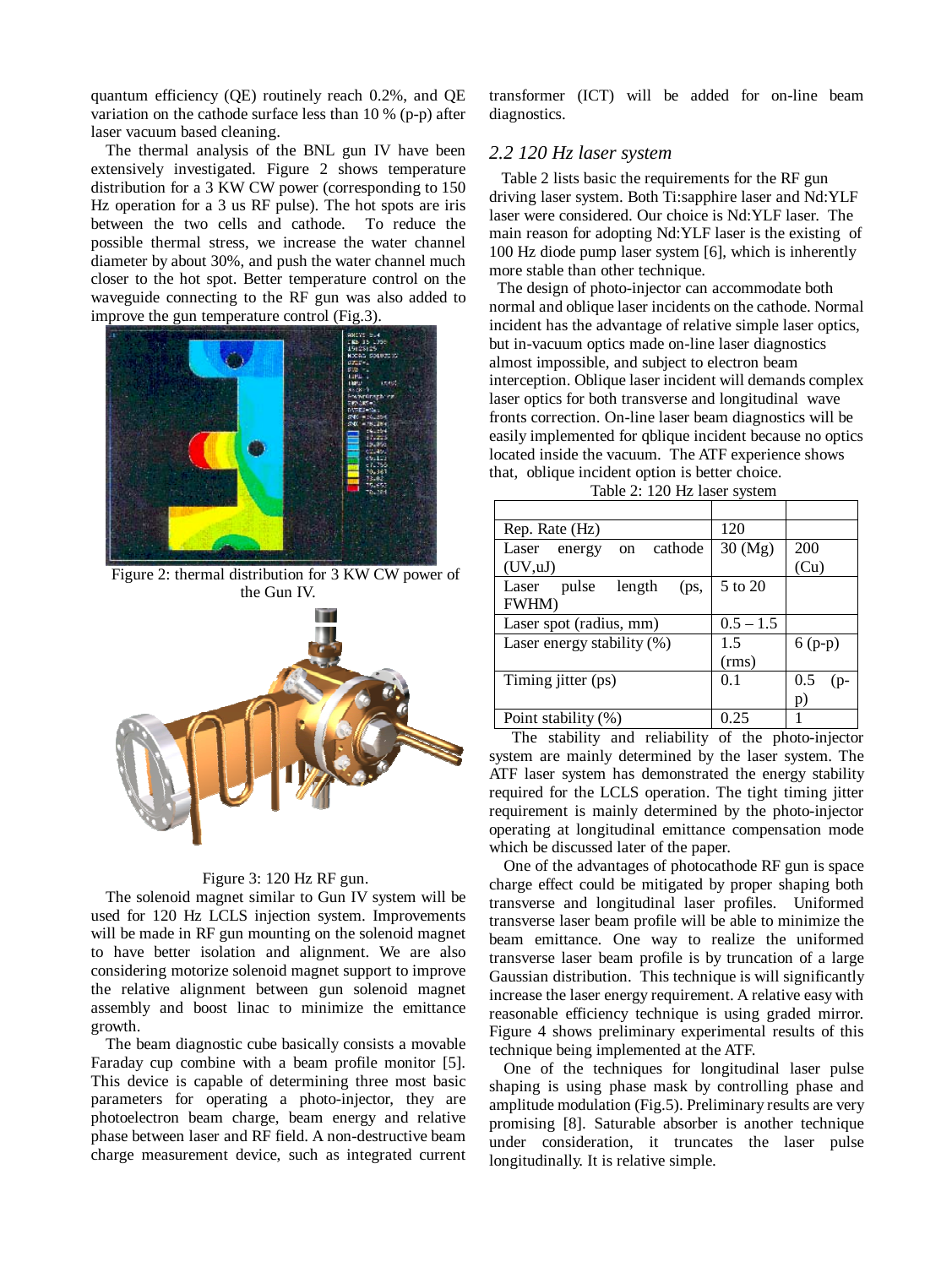quantum efficiency (QE) routinely reach 0.2%, and QE variation on the cathode surface less than 10 % (p-p) after laser vacuum based cleaning.

The thermal analysis of the BNL gun IV have been extensively investigated. Figure 2 shows temperature distribution for a 3 KW CW power (corresponding to 150 Hz operation for a 3 us RF pulse). The hot spots are iris between the two cells and cathode. To reduce the possible thermal stress, we increase the water channel diameter by about 30%, and push the water channel much closer to the hot spot. Better temperature control on the waveguide connecting to the RF gun was also added to improve the gun temperature control (Fig.3).

Figure 2: thermal distribution for 3 KW CW power of the Gun IV.

Figure 3: 120 Hz RF gun.

The solenoid magnet similar to Gun IV system will be used for 120 Hz LCLS injection system. Improvements will be made in RF gun mounting on the solenoid magnet to have better isolation and alignment. We are also considering motorize solenoid magnet support to improve the relative alignment between gun solenoid magnet assembly and boost linac to minimize the emittance growth.

The beam diagnostic cube basically consists a movable Faraday cup combine with a beam profile monitor [5]. This device is capable of determining three most basic parameters for operating a photo-injector, they are photoelectron beam charge, beam energy and relative phase between laser and RF field. A non-destructive beam charge measurement device, such as integrated current transformer (ICT) will be added for on-line beam diagnostics.

## *2.2 120 Hz laser system*

Table 2 lists basic the requirements for the RF gun driving laser system. Both Ti:sapphire laser and Nd:YLF laser were considered. Our choice is Nd:YLF laser. The main reason for adopting Nd:YLF laser is the existing of 100 Hz diode pump laser system [6], which is inherently more stable than other technique.

The design of photo-injector can accommodate both normal and oblique laser incidents on the cathode. Normal incident has the advantage of relative simple laser optics, but in-vacuum optics made on-line laser diagnostics almost impossible, and subject to electron beam interception. Oblique laser incident will demands complex laser optics for both transverse and longitudinal wave fronts correction. On-line laser beam diagnostics will be easily implemented for qblique incident because no optics located inside the vacuum. The ATF experience shows that, oblique incident option is better choice.

Table 2: 120 Hz laser system

| | | |
|---|---|---|
| Rep. Rate (Hz) | 120 | |
| Laser energy on cathode (UV,uJ) | 30 (Mg) | 200 (Cu) |
| Laser pulse length (ps, FWHM) | 5 to 20 | |
| Laser spot (radius, mm) | 0.5 – 1.5 | |
| Laser energy stability (%) | 1.5 (rms) | 6 (p-p) |
| Timing jitter (ps) | 0.1 | 0.5 (p-p) |
| Point stability (%) | 0.25 | 1 |

The stability and reliability of the photo-injector system are mainly determined by the laser system. The ATF laser system has demonstrated the energy stability required for the LCLS operation. The tight timing jitter requirement is mainly determined by the photo-injector operating at longitudinal emittance compensation mode which be discussed later of the paper.

One of the advantages of photocathode RF gun is space charge effect could be mitigated by proper shaping both transverse and longitudinal laser profiles. Uniformed transverse laser beam profile will be able to minimize the beam emittance. One way to realize the uniformed transverse laser beam profile is by truncation of a large Gaussian distribution. This technique is will significantly increase the laser energy requirement. A relative easy with reasonable efficiency technique is using graded mirror. Figure 4 shows preliminary experimental results of this technique being implemented at the ATF.

One of the techniques for longitudinal laser pulse shaping is using phase mask by controlling phase and amplitude modulation (Fig.5). Preliminary results are very promising [8]. Saturable absorber is another technique under consideration, it truncates the laser pulse longitudinally. It is relative simple.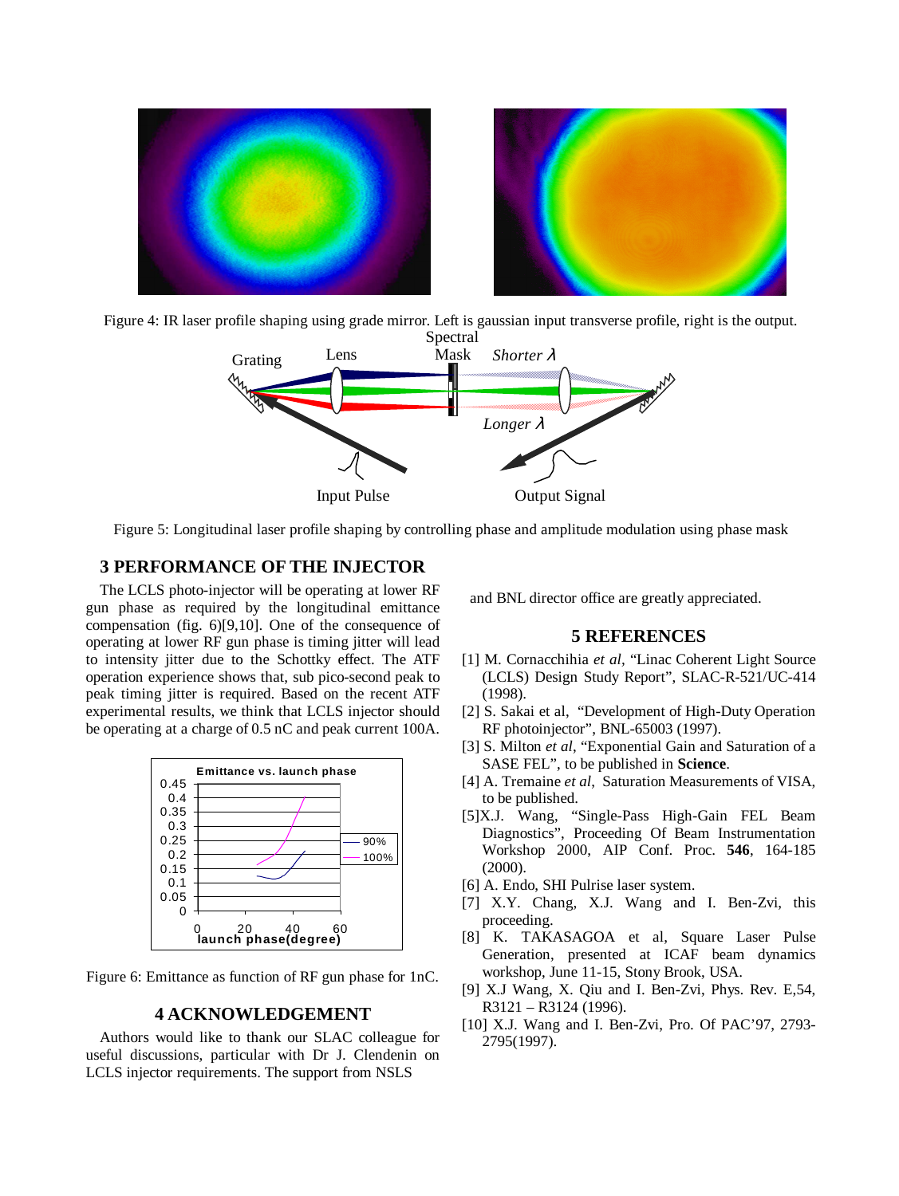Figure 4: IR laser profile shaping using grade mirror. Left is gaussian input transverse profile, right is the output.

Grating

Lens

Spectral Mask

*Shorter λ*

*Longer λ*

Input Pulse

Output Signal

Figure 5: Longitudinal laser profile shaping by controlling phase and amplitude modulation using phase mask

## 3 PERFORMANCE OF THE INJECTOR

The LCLS photo-injector will be operating at lower RF gun phase as required by the longitudinal emittance compensation (fig. 6)[9,10]. One of the consequence of operating at lower RF gun phase is timing jitter will lead to intensity jitter due to the Schottky effect. The ATF operation experience shows that, sub pico-second peak to peak timing jitter is required. Based on the recent ATF experimental results, we think that LCLS injector should be operating at a charge of 0.5 nC and peak current 100A.

Emittance vs. launch phase

0.45
0.4
0.35
0.3
0.25
0.2
0.15
0.1
0.05
0

0 20 40 60

launch phase(degree)

90%
100%

Figure 6: Emittance as function of RF gun phase for 1nC.

## 4 ACKNOWLEDGEMENT

Authors would like to thank our SLAC colleague for useful discussions, particular with Dr J. Clendenin on LCLS injector requirements. The support from NSLS and BNL director office are greatly appreciated.

## 5 REFERENCES

[1] M. Cornacchihia *et al*, "Linac Coherent Light Source (LCLS) Design Study Report", SLAC-R-521/UC-414 (1998).

[2] S. Sakai et al, "Development of High-Duty Operation RF photoinjector", BNL-65003 (1997).

[3] S. Milton *et al*, "Exponential Gain and Saturation of a SASE FEL", to be published in **Science**.

[4] A. Tremaine *et al*, Saturation Measurements of VISA, to be published.

[5]X.J. Wang, "Single-Pass High-Gain FEL Beam Diagnostics", Proceeding Of Beam Instrumentation Workshop 2000, AIP Conf. Proc. **546**, 164-185 (2000).

[6] A. Endo, SHI Pulrise laser system.

[7] X.Y. Chang, X.J. Wang and I. Ben-Zvi, this proceeding.

[8] K. TAKASAGOA et al, Square Laser Pulse Generation, presented at ICAF beam dynamics workshop, June 11-15, Stony Brook, USA.

[9] X.J Wang, X. Qiu and I. Ben-Zvi, Phys. Rev. E,54, R3121 – R3124 (1996).

[10] X.J. Wang and I. Ben-Zvi, Pro. Of PAC'97, 2793-2795(1997).